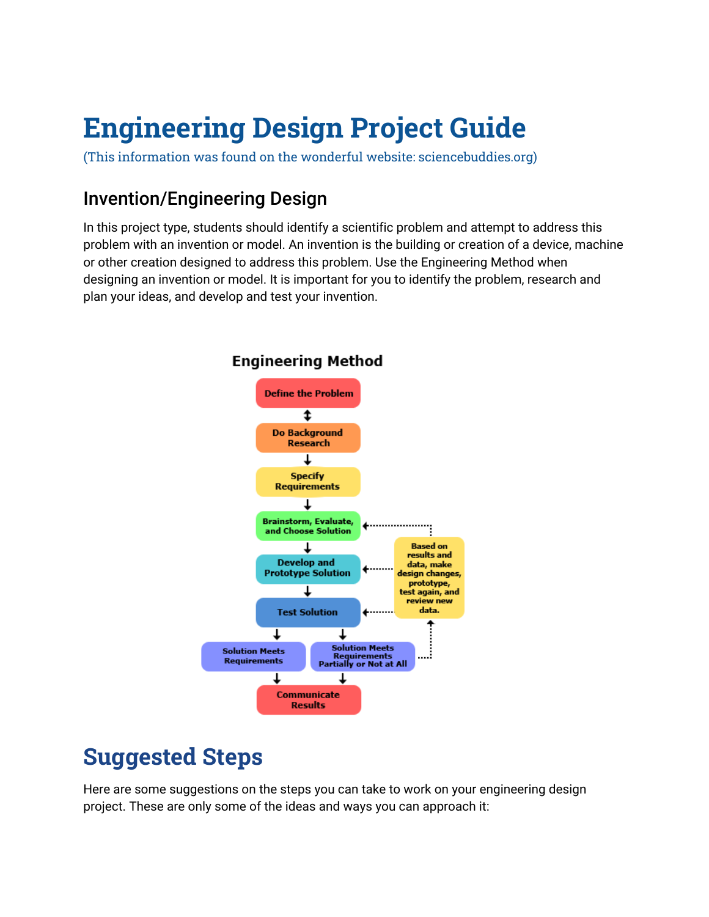# Engineering Design Project Guide

(This information was found on the wonderful website: sciencebuddies.org)

## Invention/Engineering Design

In this project type, students should identify a scientific problem and attempt to address this problem with an invention or model. An invention is the building or creation of a device, machine or other creation designed to address this problem. Use the Engineering Method when designing an invention or model. It is important for you to identify the problem, research and plan your ideas, and develop and test your invention.

### Engineering Method

- Define the Problem
- Do Background Research
- Specify Requirements
- Brainstorm, Evaluate, and Choose Solution
- Develop and Prototype Solution
- Test Solution
- Solution Meets Requirements
- Solution Meets Requirements Partially or Not at All
- Based on results and data, make design changes, prototype, test again, and review new data.
- Communicate Results

# Suggested Steps

Here are some suggestions on the steps you can take to work on your engineering design project. These are only some of the ideas and ways you can approach it: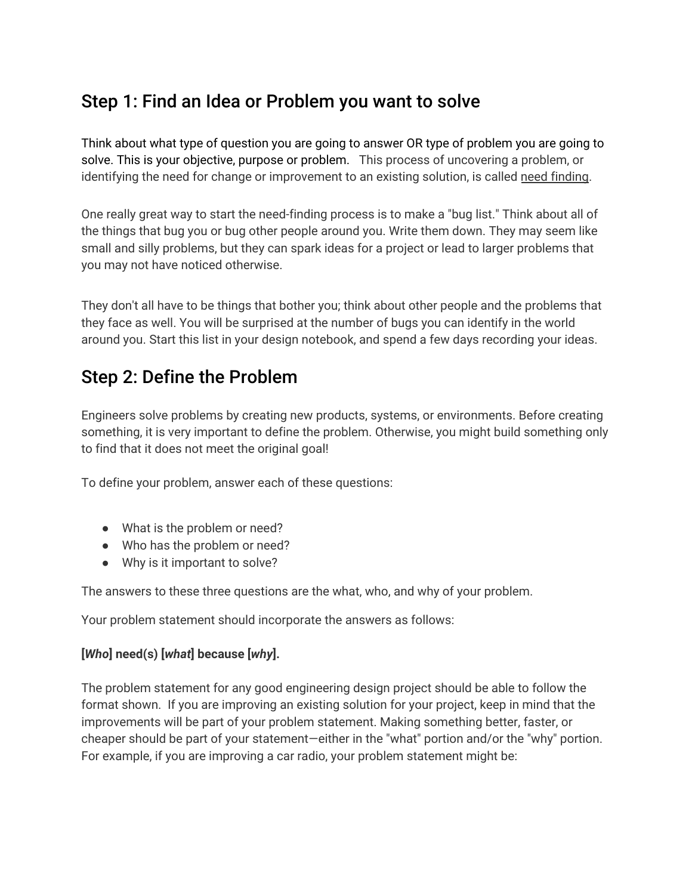## Step 1: Find an Idea or Problem you want to solve

Think about what type of question you are going to answer OR type of problem you are going to solve. This is your objective, purpose or problem. This process of uncovering a problem, or identifying the need for change or improvement to an existing solution, is called need finding.

One really great way to start the need-finding process is to make a "bug list." Think about all of the things that bug you or bug other people around you. Write them down. They may seem like small and silly problems, but they can spark ideas for a project or lead to larger problems that you may not have noticed otherwise.

They don't all have to be things that bother you; think about other people and the problems that they face as well. You will be surprised at the number of bugs you can identify in the world around you. Start this list in your design notebook, and spend a few days recording your ideas.

## Step 2: Define the Problem

Engineers solve problems by creating new products, systems, or environments. Before creating something, it is very important to define the problem. Otherwise, you might build something only to find that it does not meet the original goal!

To define your problem, answer each of these questions:

- What is the problem or need?
- Who has the problem or need?
- Why is it important to solve?

The answers to these three questions are the what, who, and why of your problem.

Your problem statement should incorporate the answers as follows:

**[*Who*] need(s) [*what*] because [*why*].**

The problem statement for any good engineering design project should be able to follow the format shown. If you are improving an existing solution for your project, keep in mind that the improvements will be part of your problem statement. Making something better, faster, or cheaper should be part of your statement—either in the "what" portion and/or the "why" portion. For example, if you are improving a car radio, your problem statement might be: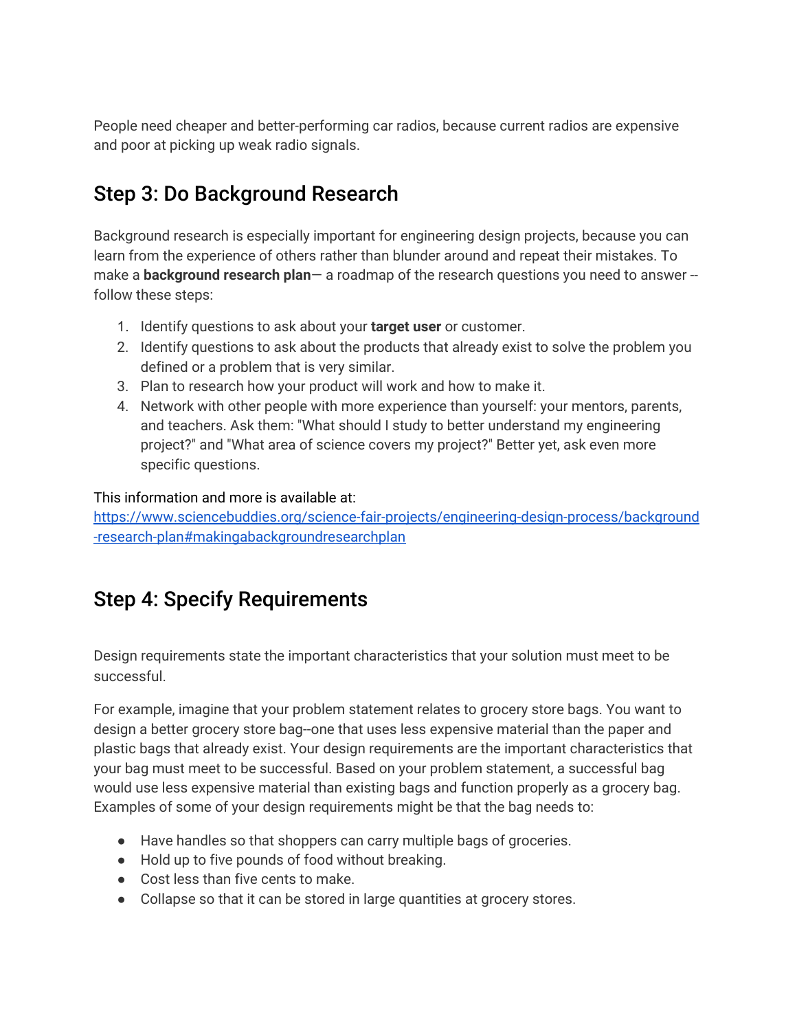People need cheaper and better-performing car radios, because current radios are expensive and poor at picking up weak radio signals.

## Step 3: Do Background Research

Background research is especially important for engineering design projects, because you can learn from the experience of others rather than blunder around and repeat their mistakes. To make a **background research plan**— a roadmap of the research questions you need to answer -- follow these steps:

1. Identify questions to ask about your **target user** or customer.
2. Identify questions to ask about the products that already exist to solve the problem you defined or a problem that is very similar.
3. Plan to research how your product will work and how to make it.
4. Network with other people with more experience than yourself: your mentors, parents, and teachers. Ask them: "What should I study to better understand my engineering project?" and "What area of science covers my project?" Better yet, ask even more specific questions.

This information and more is available at:
https://www.sciencebuddies.org/science-fair-projects/engineering-design-process/background-research-plan#makingabackgroundresearchplan

## Step 4: Specify Requirements

Design requirements state the important characteristics that your solution must meet to be successful.

For example, imagine that your problem statement relates to grocery store bags. You want to design a better grocery store bag--one that uses less expensive material than the paper and plastic bags that already exist. Your design requirements are the important characteristics that your bag must meet to be successful. Based on your problem statement, a successful bag would use less expensive material than existing bags and function properly as a grocery bag. Examples of some of your design requirements might be that the bag needs to:

- Have handles so that shoppers can carry multiple bags of groceries.
- Hold up to five pounds of food without breaking.
- Cost less than five cents to make.
- Collapse so that it can be stored in large quantities at grocery stores.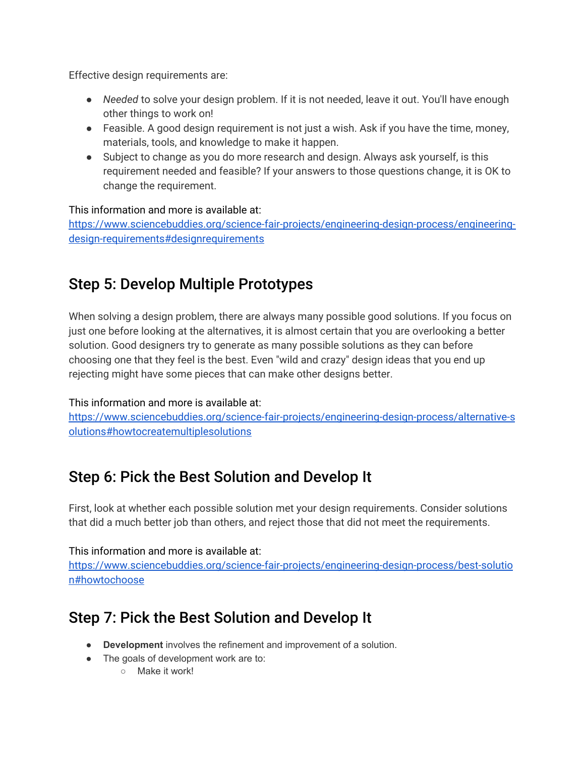Effective design requirements are:

- *Needed* to solve your design problem. If it is not needed, leave it out. You'll have enough other things to work on!
- Feasible. A good design requirement is not just a wish. Ask if you have the time, money, materials, tools, and knowledge to make it happen.
- Subject to change as you do more research and design. Always ask yourself, is this requirement needed and feasible? If your answers to those questions change, it is OK to change the requirement.

This information and more is available at:
[https://www.sciencebuddies.org/science-fair-projects/engineering-design-process/engineering-design-requirements#designrequirements](https://www.sciencebuddies.org/science-fair-projects/engineering-design-process/engineering-design-requirements#designrequirements)

## Step 5: Develop Multiple Prototypes

When solving a design problem, there are always many possible good solutions. If you focus on just one before looking at the alternatives, it is almost certain that you are overlooking a better solution. Good designers try to generate as many possible solutions as they can before choosing one that they feel is the best. Even "wild and crazy" design ideas that you end up rejecting might have some pieces that can make other designs better.

This information and more is available at:
[https://www.sciencebuddies.org/science-fair-projects/engineering-design-process/alternative-solutions#howtocreatemultiplesolutions](https://www.sciencebuddies.org/science-fair-projects/engineering-design-process/alternative-solutions#howtocreatemultiplesolutions)

## Step 6: Pick the Best Solution and Develop It

First, look at whether each possible solution met your design requirements. Consider solutions that did a much better job than others, and reject those that did not meet the requirements.

This information and more is available at:
[https://www.sciencebuddies.org/science-fair-projects/engineering-design-process/best-solution#howtochoose](https://www.sciencebuddies.org/science-fair-projects/engineering-design-process/best-solution#howtochoose)

## Step 7: Pick the Best Solution and Develop It

- **Development** involves the refinement and improvement of a solution.
- The goals of development work are to:
  - Make it work!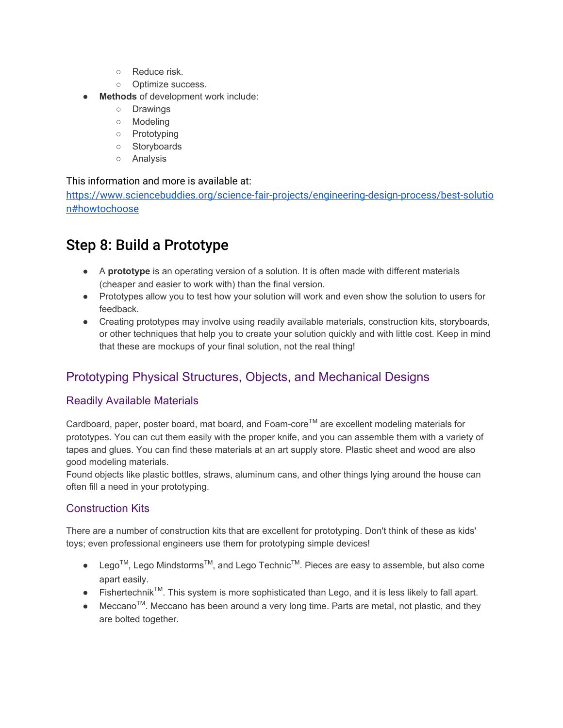- Reduce risk.
    - Optimize success.
- **Methods** of development work include:
    - Drawings
    - Modeling
    - Prototyping
    - Storyboards
    - Analysis

This information and more is available at:
https://www.sciencebuddies.org/science-fair-projects/engineering-design-process/best-solution#howtochoose

## Step 8: Build a Prototype

- A **prototype** is an operating version of a solution. It is often made with different materials (cheaper and easier to work with) than the final version.
- Prototypes allow you to test how your solution will work and even show the solution to users for feedback.
- Creating prototypes may involve using readily available materials, construction kits, storyboards, or other techniques that help you to create your solution quickly and with little cost. Keep in mind that these are mockups of your final solution, not the real thing!

### Prototyping Physical Structures, Objects, and Mechanical Designs

#### Readily Available Materials

Cardboard, paper, poster board, mat board, and Foam-core™ are excellent modeling materials for prototypes. You can cut them easily with the proper knife, and you can assemble them with a variety of tapes and glues. You can find these materials at an art supply store. Plastic sheet and wood are also good modeling materials.
Found objects like plastic bottles, straws, aluminum cans, and other things lying around the house can often fill a need in your prototyping.

#### Construction Kits

There are a number of construction kits that are excellent for prototyping. Don't think of these as kids' toys; even professional engineers use them for prototyping simple devices!

- Lego™, Lego Mindstorms™, and Lego Technic™. Pieces are easy to assemble, but also come apart easily.
- Fishertechnik™. This system is more sophisticated than Lego, and it is less likely to fall apart.
- Meccano™. Meccano has been around a very long time. Parts are metal, not plastic, and they are bolted together.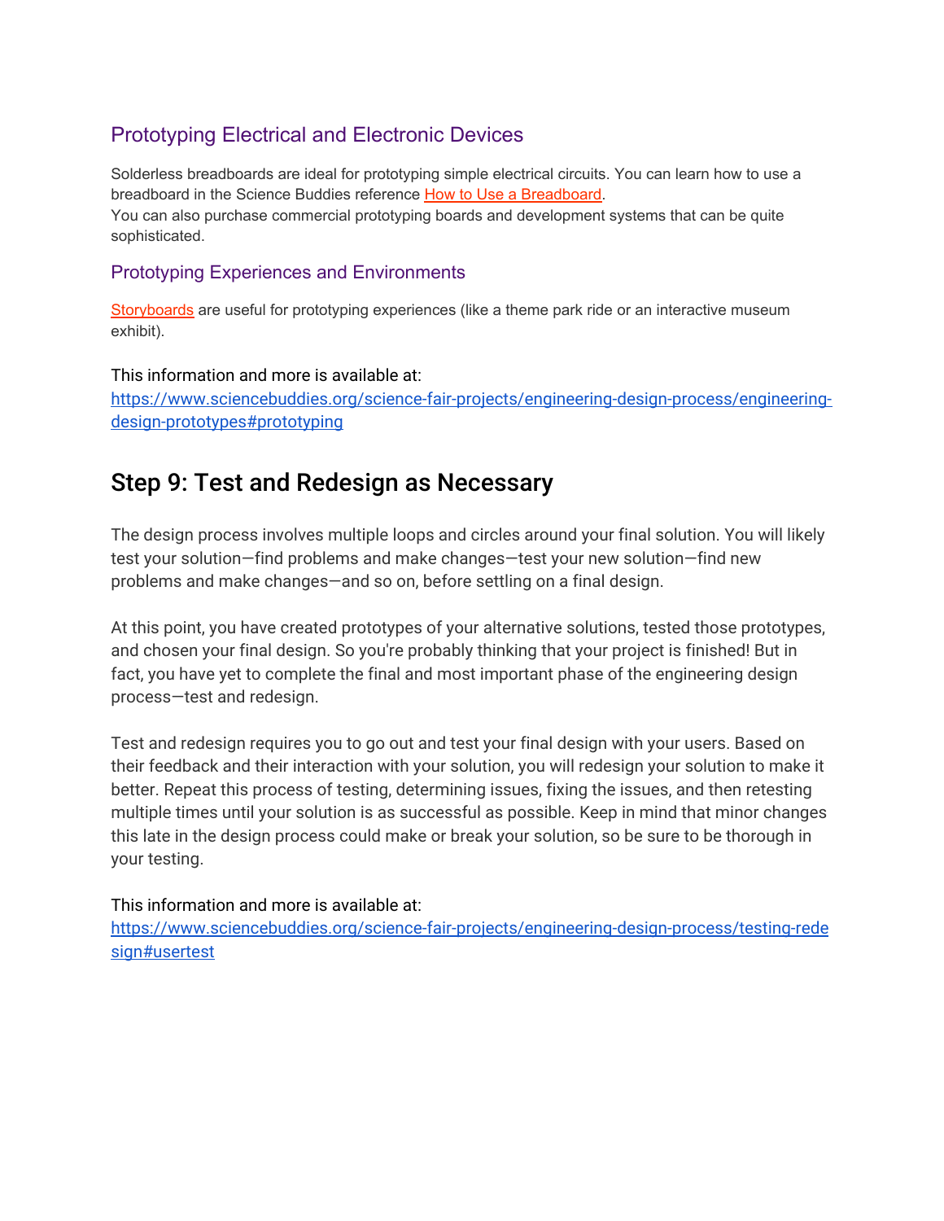### Prototyping Electrical and Electronic Devices

Solderless breadboards are ideal for prototyping simple electrical circuits. You can learn how to use a breadboard in the Science Buddies reference How to Use a Breadboard.
You can also purchase commercial prototyping boards and development systems that can be quite sophisticated.

### Prototyping Experiences and Environments

Storyboards are useful for prototyping experiences (like a theme park ride or an interactive museum exhibit).

This information and more is available at:
https://www.sciencebuddies.org/science-fair-projects/engineering-design-process/engineering-design-prototypes#prototyping

## Step 9: Test and Redesign as Necessary

The design process involves multiple loops and circles around your final solution. You will likely test your solution—find problems and make changes—test your new solution—find new problems and make changes—and so on, before settling on a final design.

At this point, you have created prototypes of your alternative solutions, tested those prototypes, and chosen your final design. So you're probably thinking that your project is finished! But in fact, you have yet to complete the final and most important phase of the engineering design process—test and redesign.

Test and redesign requires you to go out and test your final design with your users. Based on their feedback and their interaction with your solution, you will redesign your solution to make it better. Repeat this process of testing, determining issues, fixing the issues, and then retesting multiple times until your solution is as successful as possible. Keep in mind that minor changes this late in the design process could make or break your solution, so be sure to be thorough in your testing.

This information and more is available at:
https://www.sciencebuddies.org/science-fair-projects/engineering-design-process/testing-redesign#usertest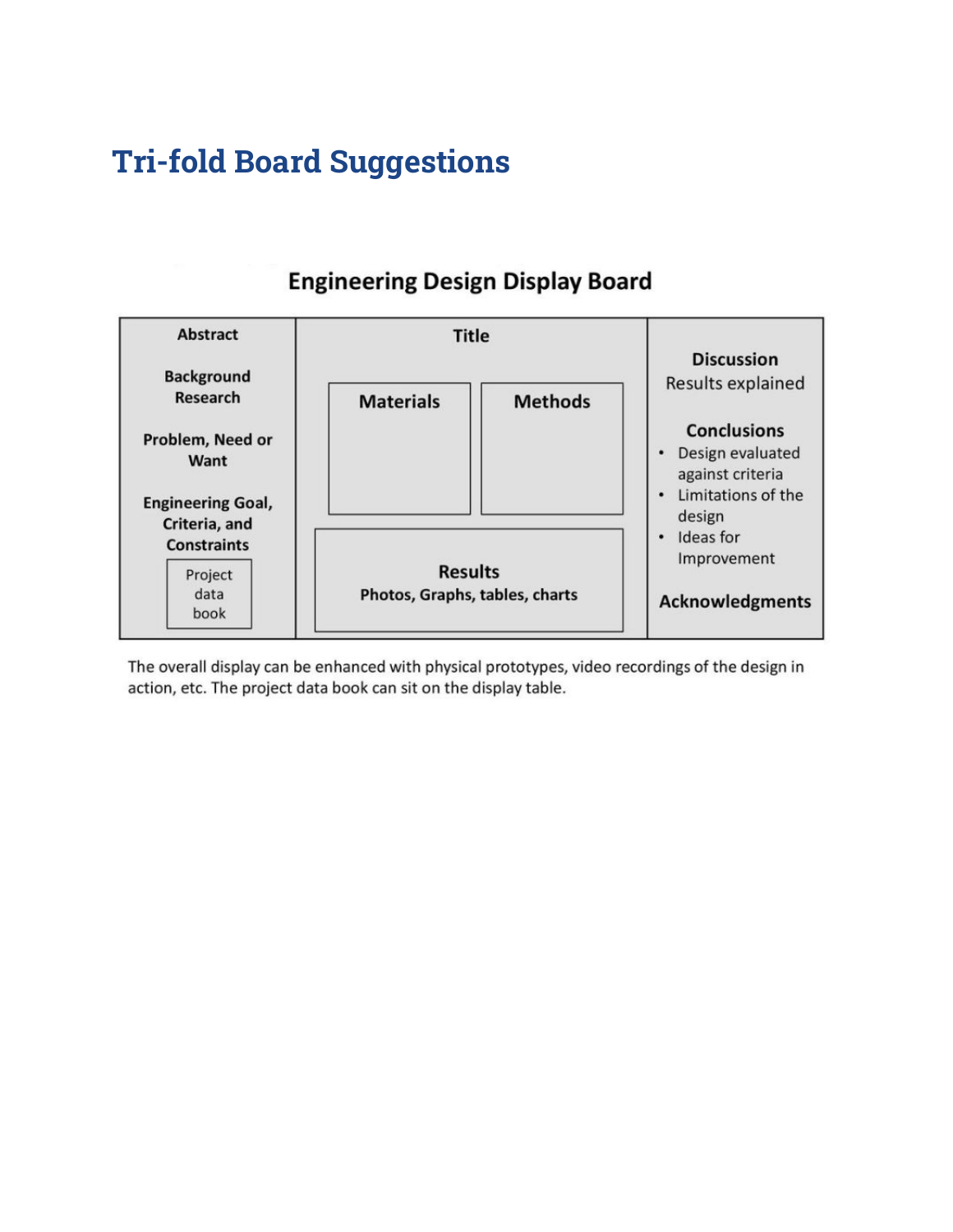# Tri-fold Board Suggestions

## Engineering Design Display Board

| Left panel | Center panel | Right panel |
| --- | --- | --- |
| **Abstract**<br><br>**Background Research**<br><br>**Problem, Need or Want**<br><br>**Engineering Goal, Criteria, and Constraints**<br><br>Project data book | **Title**<br><br>**Materials**<br><br>**Methods**<br><br>**Results**<br>**Photos, Graphs, tables, charts** | **Discussion**<br>Results explained<br><br>**Conclusions**<br>• Design evaluated against criteria<br>• Limitations of the design<br>• Ideas for Improvement<br><br>**Acknowledgments** |

The overall display can be enhanced with physical prototypes, video recordings of the design in action, etc. The project data book can sit on the display table.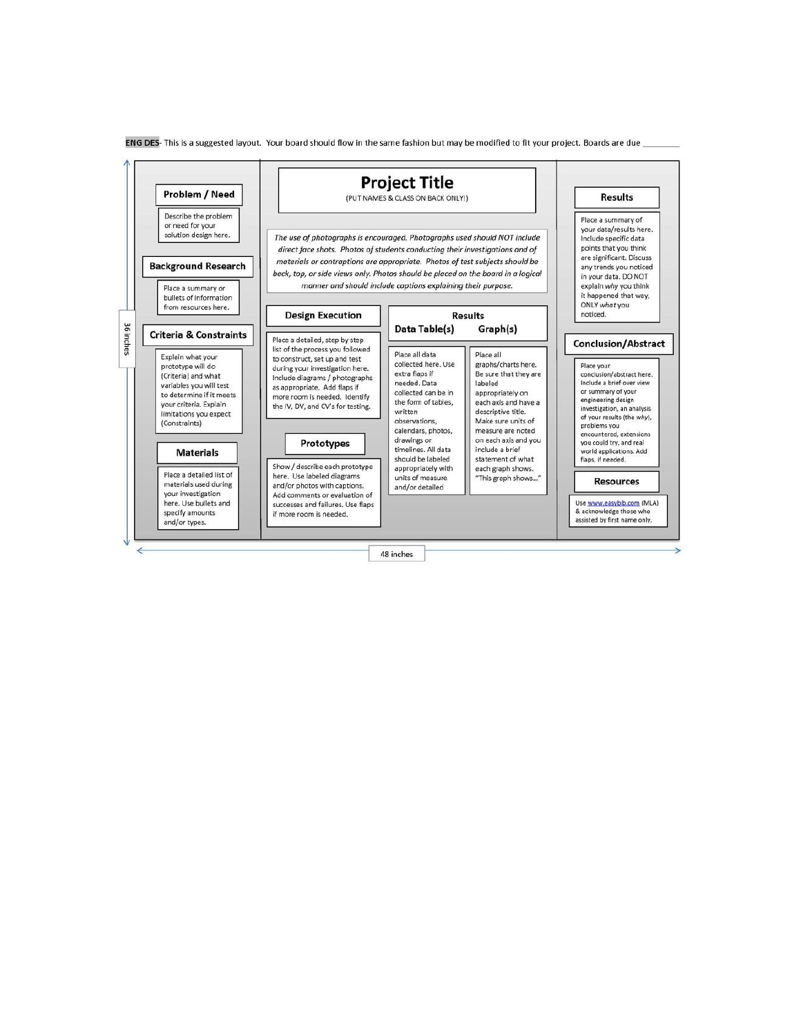**ENG DES**- This is a suggested layout. Your board should flow in the same fashion but may be modified to fit your project. Boards are due ________

36 inches

48 inches

## Problem / Need

Describe the problem or need for your solution design here.

## Background Research

Place a summary or bullets of information from resources here.

## Criteria & Constraints

Explain what your prototype will do (Criteria) and what variables you will test to determine if it meets your criteria. Explain limitations you expect (Constraints)

## Materials

Place a detailed list of materials used during your investigation here. Use bullets and specify amounts and/or types.

# Project Title

(PUT NAMES & CLASS ON BACK ONLY!)

*The use of photographs is encouraged. Photographs used should NOT include direct face shots. Photos of students conducting their investigations and of materials or contraptions are appropriate. Photos of test subjects should be back, top, or side views only. Photos should be placed on the board in a logical manner and should include captions explaining their purpose.*

## Design Execution

Place a detailed, step by step list of the process you followed to construct, set up and test during your investigation here. Include diagrams / photographs as appropriate. Add flaps if more room is needed. Identify the IV, DV, and CV's for testing.

## Prototypes

Show / describe each prototype here. Use labeled diagrams and/or photos with captions. Add comments or evaluation of successes and failures. Use flaps if more room is needed.

## Results

### Data Table(s)

Place all data collected here. Use extra flaps if needed. Data collected can be in the form of tables, written observations, calendars, photos, drawings or timelines. All data should be labeled appropriately with units of measure and/or detailed

### Graph(s)

Place all graphs/charts here. Be sure that they are labeled appropriately on each axis and have a descriptive title. Make sure units of measure are noted on each axis and you include a brief statement of what each graph shows. "This graph shows..."

## Results

Place a summary of your data/results here. Include specific data points that you think are significant. Discuss any trends you noticed in your data. DO NOT explain *why* you think it happened that way, ONLY *what* you noticed.

## Conclusion/Abstract

Place your conclusion/abstract here. Include a brief over view or summary of your engineering design investigation, an analysis of your results (the *why*), problems you encountered, extensions you could try, and real world applications. Add flaps, if needed.

## Resources

Use www.easybib.com (MLA) & acknowledge those who assisted by first name only.